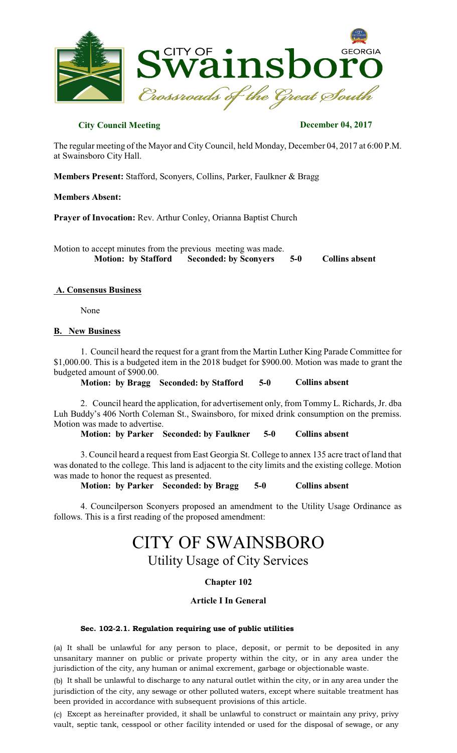**City Council Meeting** **December 04, 2017**

The regular meeting of the Mayor and City Council, held Monday, December 04, 2017 at 6:00 P.M. at Swainsboro City Hall.

**Members Present:** Stafford, Sconyers, Collins, Parker, Faulkner & Bragg

**Members Absent:**

**Prayer of Invocation:** Rev. Arthur Conley, Orianna Baptist Church

Motion to accept minutes from the previous meeting was made.

**Motion: by Stafford Seconded: by Sconyers 5-0 Collins absent**

## A. Consensus Business

None

## B. New Business

1. Council heard the request for a grant from the Martin Luther King Parade Committee for $1,000.00. This is a budgeted item in the 2018 budget for $900.00. Motion was made to grant the budgeted amount of $900.00.

**Motion: by Bragg Seconded: by Stafford 5-0 Collins absent**

2. Council heard the application, for advertisement only, from Tommy L. Richards, Jr. dba Luh Buddy's 406 North Coleman St., Swainsboro, for mixed drink consumption on the premiss. Motion was made to advertise.

**Motion: by Parker Seconded: by Faulkner 5-0 Collins absent**

3. Council heard a request from East Georgia St. College to annex 135 acre tract of land that was donated to the college. This land is adjacent to the city limits and the existing college. Motion was made to honor the request as presented.

**Motion: by Parker Seconded: by Bragg 5-0 Collins absent**

4. Councilperson Sconyers proposed an amendment to the Utility Usage Ordinance as follows. This is a first reading of the proposed amendment:

# CITY OF SWAINSBORO

## Utility Usage of City Services

### Chapter 102

### Article I In General

#### Sec. 102-2.1. Regulation requiring use of public utilities

(a) It shall be unlawful for any person to place, deposit, or permit to be deposited in any unsanitary manner on public or private property within the city, or in any area under the jurisdiction of the city, any human or animal excrement, garbage or objectionable waste.

(b) It shall be unlawful to discharge to any natural outlet within the city, or in any area under the jurisdiction of the city, any sewage or other polluted waters, except where suitable treatment has been provided in accordance with subsequent provisions of this article.

(c) Except as hereinafter provided, it shall be unlawful to construct or maintain any privy, privy vault, septic tank, cesspool or other facility intended or used for the disposal of sewage, or any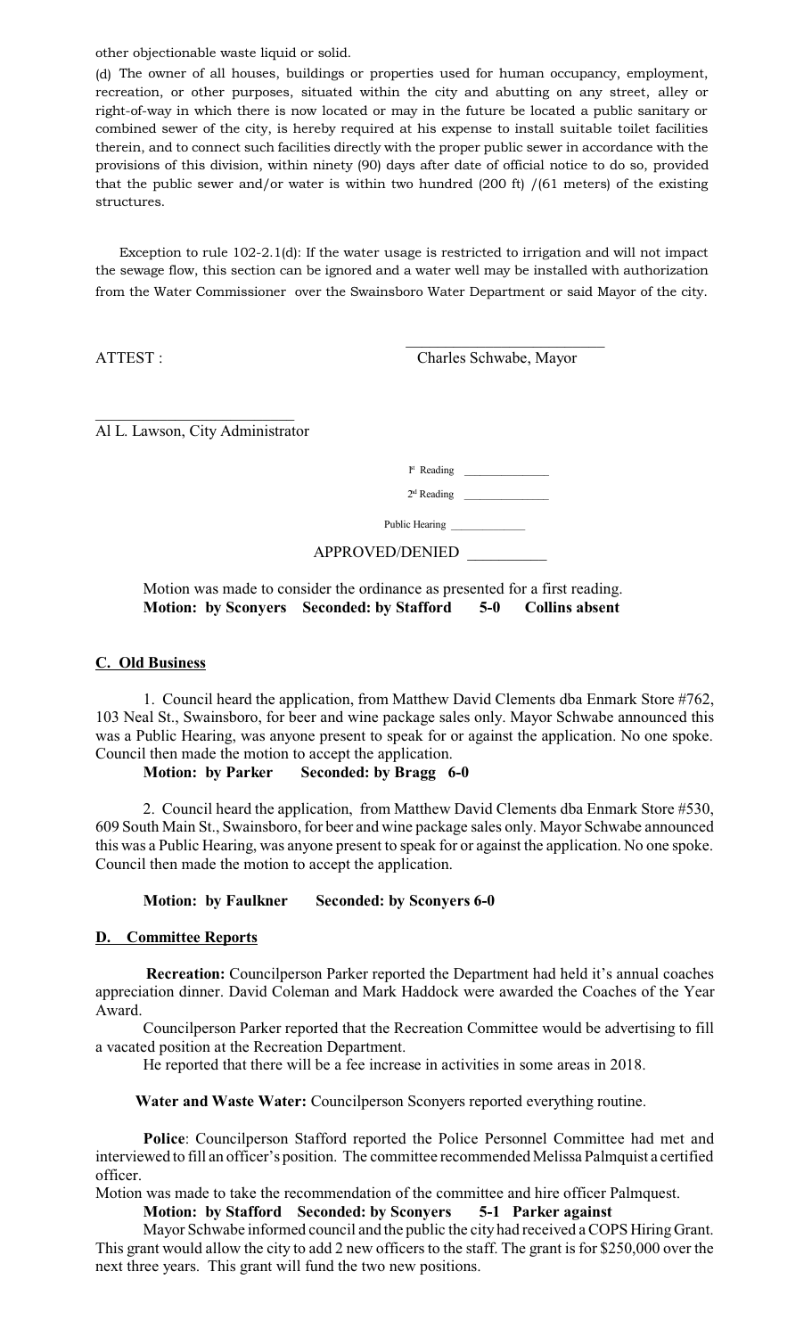other objectionable waste liquid or solid.

(d) The owner of all houses, buildings or properties used for human occupancy, employment, recreation, or other purposes, situated within the city and abutting on any street, alley or right-of-way in which there is now located or may in the future be located a public sanitary or combined sewer of the city, is hereby required at his expense to install suitable toilet facilities therein, and to connect such facilities directly with the proper public sewer in accordance with the provisions of this division, within ninety (90) days after date of official notice to do so, provided that the public sewer and/or water is within two hundred (200 ft) /(61 meters) of the existing structures.

Exception to rule 102-2.1(d): If the water usage is restricted to irrigation and will not impact the sewage flow, this section can be ignored and a water well may be installed with authorization from the Water Commissioner over the Swainsboro Water Department or said Mayor of the city.

ATTEST :

\_\_\_\_\_\_\_\_\_\_\_\_\_\_\_\_\_\_\_\_\_\_\_\_\_\_
Charles Schwabe, Mayor

\_\_\_\_\_\_\_\_\_\_\_\_\_\_\_\_\_\_\_\_\_\_\_\_\_\_
Al L. Lawson, City Administrator

1st Reading \_\_\_\_\_\_\_\_\_\_\_\_\_\_\_

2nd Reading \_\_\_\_\_\_\_\_\_\_\_\_\_\_\_

Public Hearing \_\_\_\_\_\_\_\_\_\_\_\_\_\_

APPROVED/DENIED \_\_\_\_\_\_\_\_\_\_

Motion was made to consider the ordinance as presented for a first reading.
**Motion: by Sconyers Seconded: by Stafford 5-0 Collins absent**

## C. Old Business

1. Council heard the application, from Matthew David Clements dba Enmark Store #762, 103 Neal St., Swainsboro, for beer and wine package sales only. Mayor Schwabe announced this was a Public Hearing, was anyone present to speak for or against the application. No one spoke. Council then made the motion to accept the application.

**Motion: by Parker Seconded: by Bragg 6-0**

2. Council heard the application, from Matthew David Clements dba Enmark Store #530, 609 South Main St., Swainsboro, for beer and wine package sales only. Mayor Schwabe announced this was a Public Hearing, was anyone present to speak for or against the application. No one spoke. Council then made the motion to accept the application.

**Motion: by Faulkner Seconded: by Sconyers 6-0**

## D. Committee Reports

**Recreation:** Councilperson Parker reported the Department had held it's annual coaches appreciation dinner. David Coleman and Mark Haddock were awarded the Coaches of the Year Award.

Councilperson Parker reported that the Recreation Committee would be advertising to fill a vacated position at the Recreation Department.

He reported that there will be a fee increase in activities in some areas in 2018.

**Water and Waste Water:** Councilperson Sconyers reported everything routine.

**Police**: Councilperson Stafford reported the Police Personnel Committee had met and interviewed to fill an officer's position. The committee recommended Melissa Palmquist a certified officer.

Motion was made to take the recommendation of the committee and hire officer Palmquest.

**Motion: by Stafford Seconded: by Sconyers 5-1 Parker against**

Mayor Schwabe informed council and the public the city had received a COPS Hiring Grant. This grant would allow the city to add 2 new officers to the staff. The grant is for $250,000 over the next three years. This grant will fund the two new positions.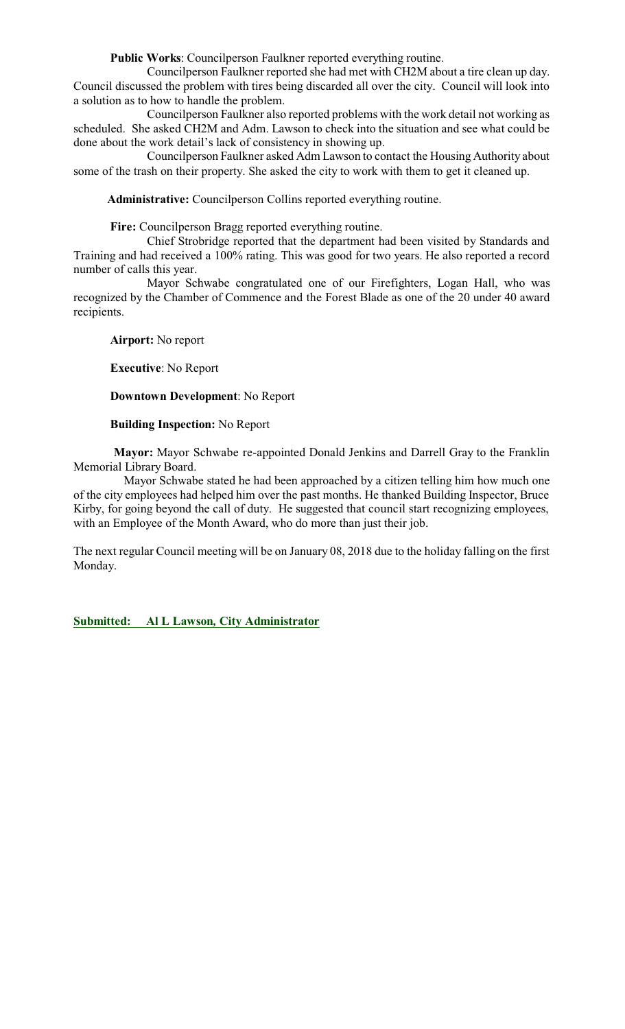**Public Works**: Councilperson Faulkner reported everything routine.

Councilperson Faulkner reported she had met with CH2M about a tire clean up day. Council discussed the problem with tires being discarded all over the city. Council will look into a solution as to how to handle the problem.

Councilperson Faulkner also reported problems with the work detail not working as scheduled. She asked CH2M and Adm. Lawson to check into the situation and see what could be done about the work detail's lack of consistency in showing up.

Councilperson Faulkner asked Adm Lawson to contact the Housing Authority about some of the trash on their property. She asked the city to work with them to get it cleaned up.

**Administrative:** Councilperson Collins reported everything routine.

**Fire:** Councilperson Bragg reported everything routine.

Chief Strobridge reported that the department had been visited by Standards and Training and had received a 100% rating. This was good for two years. He also reported a record number of calls this year.

Mayor Schwabe congratulated one of our Firefighters, Logan Hall, who was recognized by the Chamber of Commence and the Forest Blade as one of the 20 under 40 award recipients.

**Airport:** No report

**Executive**: No Report

**Downtown Development**: No Report

**Building Inspection:** No Report

**Mayor:** Mayor Schwabe re-appointed Donald Jenkins and Darrell Gray to the Franklin Memorial Library Board.

Mayor Schwabe stated he had been approached by a citizen telling him how much one of the city employees had helped him over the past months. He thanked Building Inspector, Bruce Kirby, for going beyond the call of duty. He suggested that council start recognizing employees, with an Employee of the Month Award, who do more than just their job.

The next regular Council meeting will be on January 08, 2018 due to the holiday falling on the first Monday.

**Submitted: Al L Lawson, City Administrator**